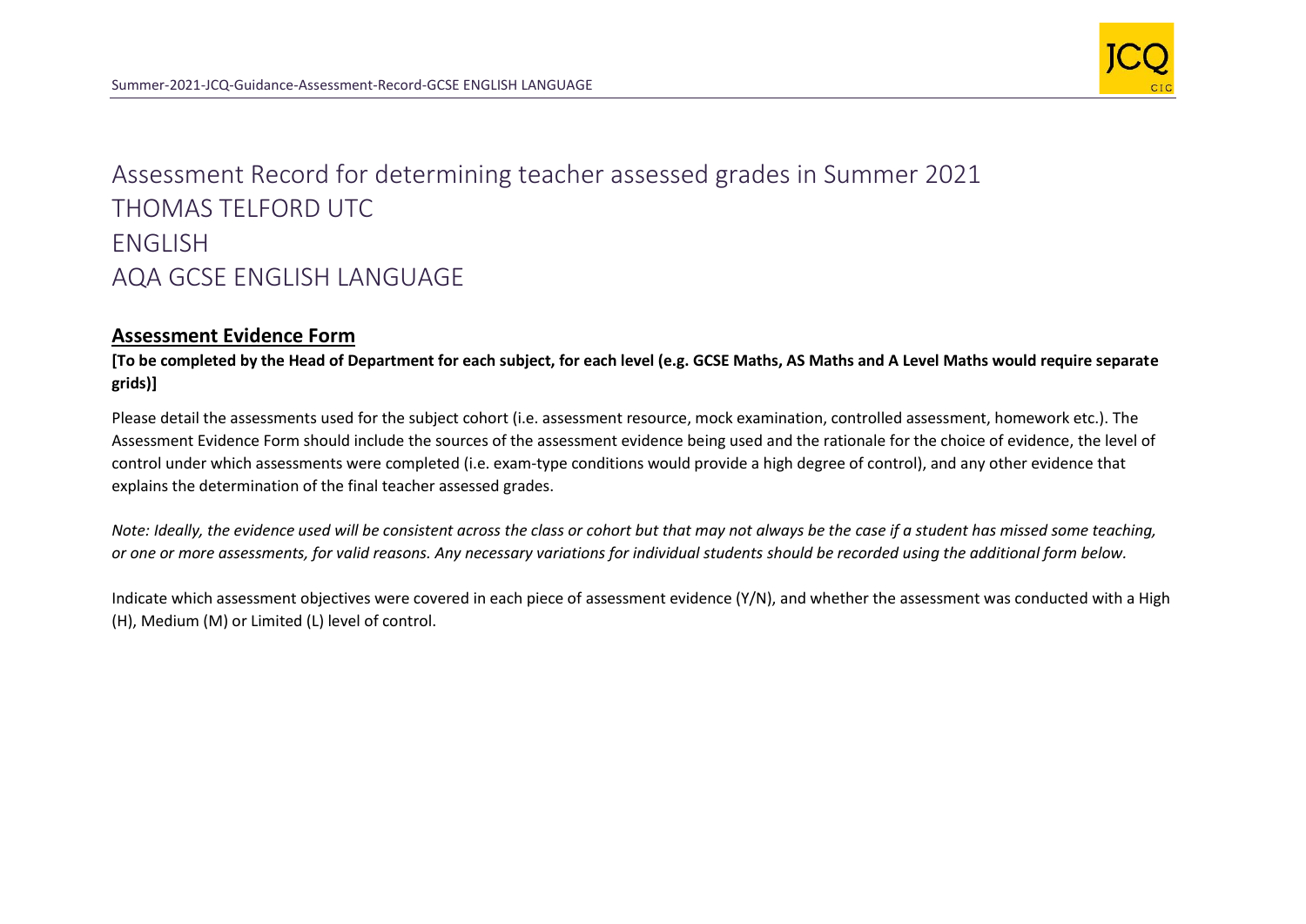# Assessment Record for determining teacher assessed grades in Summer 2021

# THOMAS TELFORD UTC

# ENGLISH

# AQA GCSE ENGLISH LANGUAGE

## Assessment Evidence Form

**[To be completed by the Head of Department for each subject, for each level (e.g. GCSE Maths, AS Maths and A Level Maths would require separate grids)]**

Please detail the assessments used for the subject cohort (i.e. assessment resource, mock examination, controlled assessment, homework etc.). The Assessment Evidence Form should include the sources of the assessment evidence being used and the rationale for the choice of evidence, the level of control under which assessments were completed (i.e. exam-type conditions would provide a high degree of control), and any other evidence that explains the determination of the final teacher assessed grades.

*Note: Ideally, the evidence used will be consistent across the class or cohort but that may not always be the case if a student has missed some teaching, or one or more assessments, for valid reasons. Any necessary variations for individual students should be recorded using the additional form below.*

Indicate which assessment objectives were covered in each piece of assessment evidence (Y/N), and whether the assessment was conducted with a High (H), Medium (M) or Limited (L) level of control.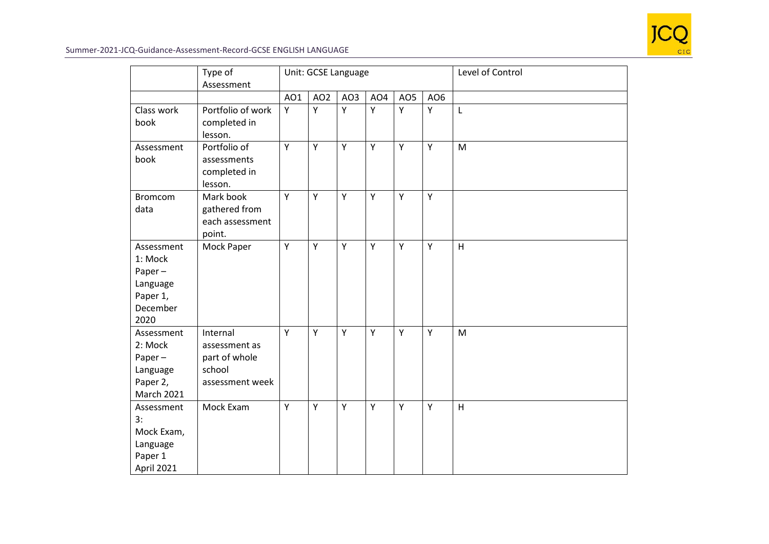| | Type of Assessment | Unit: GCSE Language | | | | | | Level of Control |
|---|---|---|---|---|---|---|---|---|
| | | AO1 | AO2 | AO3 | AO4 | AO5 | AO6 | |
| Class work book | Portfolio of work completed in lesson. | Y | Y | Y | Y | Y | Y | L |
| Assessment book | Portfolio of assessments completed in lesson. | Y | Y | Y | Y | Y | Y | M |
| Bromcom data | Mark book gathered from each assessment point. | Y | Y | Y | Y | Y | Y | |
| Assessment 1: Mock Paper – Language Paper 1, December 2020 | Mock Paper | Y | Y | Y | Y | Y | Y | H |
| Assessment 2: Mock Paper – Language Paper 2, March 2021 | Internal assessment as part of whole school assessment week | Y | Y | Y | Y | Y | Y | M |
| Assessment 3: Mock Exam, Language Paper 1 April 2021 | Mock Exam | Y | Y | Y | Y | Y | Y | H |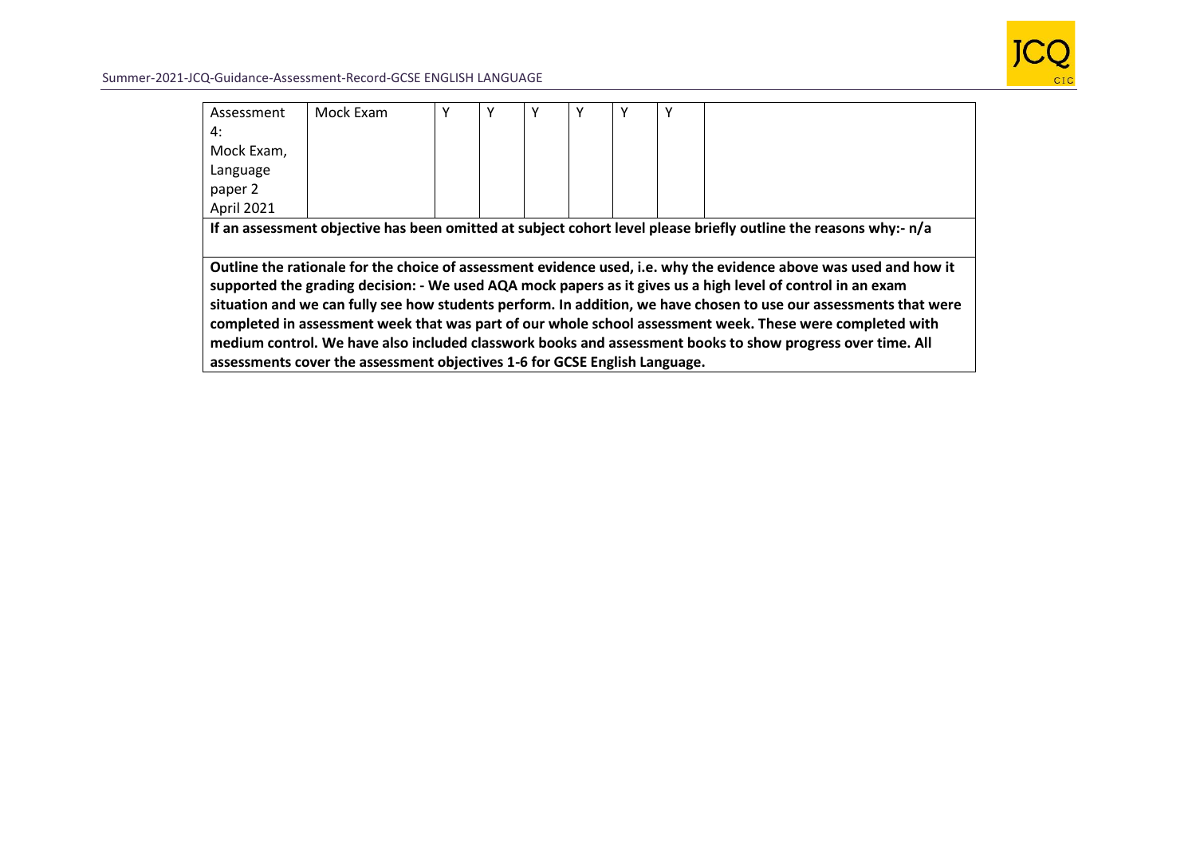| | | | | | | | | |
|---|---|---|---|---|---|---|---|---|
| Assessment 4: Mock Exam, Language paper 2 April 2021 | Mock Exam | Y | Y | Y | Y | Y | Y | |

**If an assessment objective has been omitted at subject cohort level please briefly outline the reasons why:- n/a**

**Outline the rationale for the choice of assessment evidence used, i.e. why the evidence above was used and how it supported the grading decision: - We used AQA mock papers as it gives us a high level of control in an exam situation and we can fully see how students perform. In addition, we have chosen to use our assessments that were completed in assessment week that was part of our whole school assessment week. These were completed with medium control. We have also included classwork books and assessment books to show progress over time. All assessments cover the assessment objectives 1-6 for GCSE English Language.**